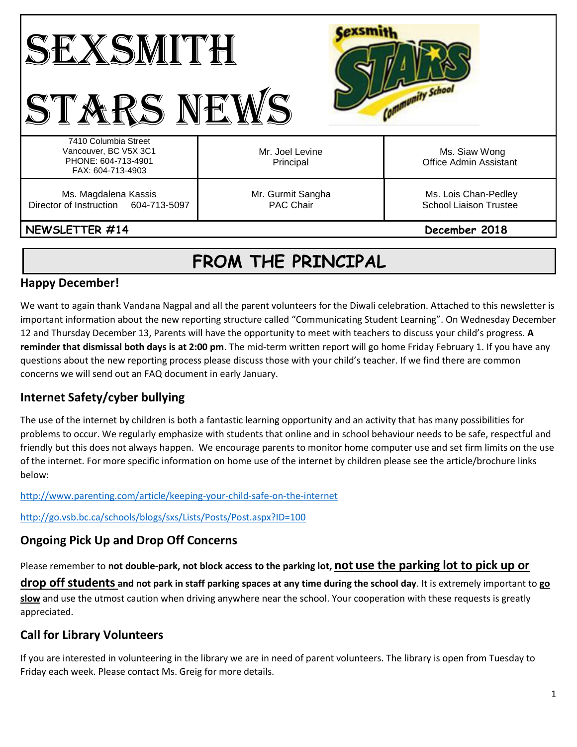# SEXSMITH STARS NEWS

| 7410 Columbia Street<br>Vancouver, BC V5X 3C1<br>PHONE: 604-713-4901<br>FAX: 604-713-4903 | Mr. Joel Levine<br>Principal | Ms. Siaw Wong<br>Office Admin Assistant |
|---|---|---|
| Ms. Magdalena Kassis<br>Director of Instruction 604-713-5097 | Mr. Gurmit Sangha<br>PAC Chair | Ms. Lois Chan-Pedley<br>School Liaison Trustee |

**NEWSLETTER #14** — **December 2018**

## FROM THE PRINCIPAL

### Happy December!

We want to again thank Vandana Nagpal and all the parent volunteers for the Diwali celebration. Attached to this newsletter is important information about the new reporting structure called "Communicating Student Learning". On Wednesday December 12 and Thursday December 13, Parents will have the opportunity to meet with teachers to discuss your child's progress. **A reminder that dismissal both days is at 2:00 pm**. The mid-term written report will go home Friday February 1. If you have any questions about the new reporting process please discuss those with your child's teacher. If we find there are common concerns we will send out an FAQ document in early January.

### Internet Safety/cyber bullying

The use of the internet by children is both a fantastic learning opportunity and an activity that has many possibilities for problems to occur. We regularly emphasize with students that online and in school behaviour needs to be safe, respectful and friendly but this does not always happen. We encourage parents to monitor home computer use and set firm limits on the use of the internet. For more specific information on home use of the internet by children please see the article/brochure links below:

http://www.parenting.com/article/keeping-your-child-safe-on-the-internet

http://go.vsb.bc.ca/schools/blogs/sxs/Lists/Posts/Post.aspx?ID=100

### Ongoing Pick Up and Drop Off Concerns

Please remember to **not double-park, not block access to the parking lot, not use the parking lot to pick up or drop off students and not park in staff parking spaces at any time during the school day**. It is extremely important to **go slow** and use the utmost caution when driving anywhere near the school. Your cooperation with these requests is greatly appreciated.

### Call for Library Volunteers

If you are interested in volunteering in the library we are in need of parent volunteers. The library is open from Tuesday to Friday each week. Please contact Ms. Greig for more details.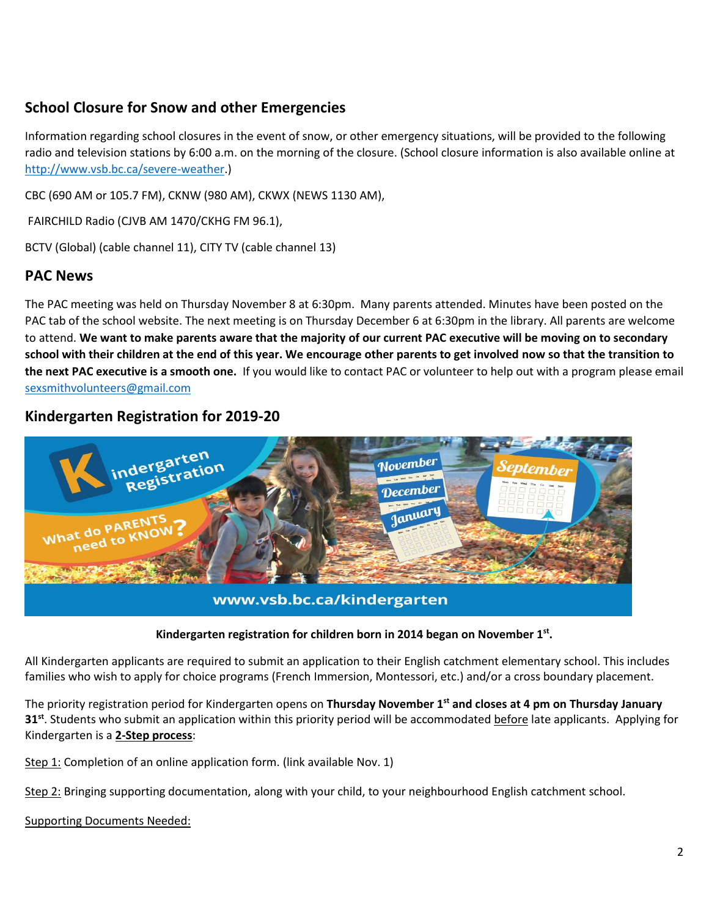## School Closure for Snow and other Emergencies

Information regarding school closures in the event of snow, or other emergency situations, will be provided to the following radio and television stations by 6:00 a.m. on the morning of the closure. (School closure information is also available online at http://www.vsb.bc.ca/severe-weather.)

CBC (690 AM or 105.7 FM), CKNW (980 AM), CKWX (NEWS 1130 AM),

FAIRCHILD Radio (CJVB AM 1470/CKHG FM 96.1),

BCTV (Global) (cable channel 11), CITY TV (cable channel 13)

## PAC News

The PAC meeting was held on Thursday November 8 at 6:30pm. Many parents attended. Minutes have been posted on the PAC tab of the school website. The next meeting is on Thursday December 6 at 6:30pm in the library. All parents are welcome to attend. **We want to make parents aware that the majority of our current PAC executive will be moving on to secondary school with their children at the end of this year. We encourage other parents to get involved now so that the transition to the next PAC executive is a smooth one.** If you would like to contact PAC or volunteer to help out with a program please email sexsmithvolunteers@gmail.com

## Kindergarten Registration for 2019-20

Kindergarten Registration

What do PARENTS need to KNOW?

www.vsb.bc.ca/kindergarten

**Kindergarten registration for children born in 2014 began on November 1st.**

All Kindergarten applicants are required to submit an application to their English catchment elementary school. This includes families who wish to apply for choice programs (French Immersion, Montessori, etc.) and/or a cross boundary placement.

The priority registration period for Kindergarten opens on **Thursday November 1st and closes at 4 pm on Thursday January 31st**. Students who submit an application within this priority period will be accommodated before late applicants. Applying for Kindergarten is a **2-Step process**:

Step 1: Completion of an online application form. (link available Nov. 1)

Step 2: Bringing supporting documentation, along with your child, to your neighbourhood English catchment school.

Supporting Documents Needed: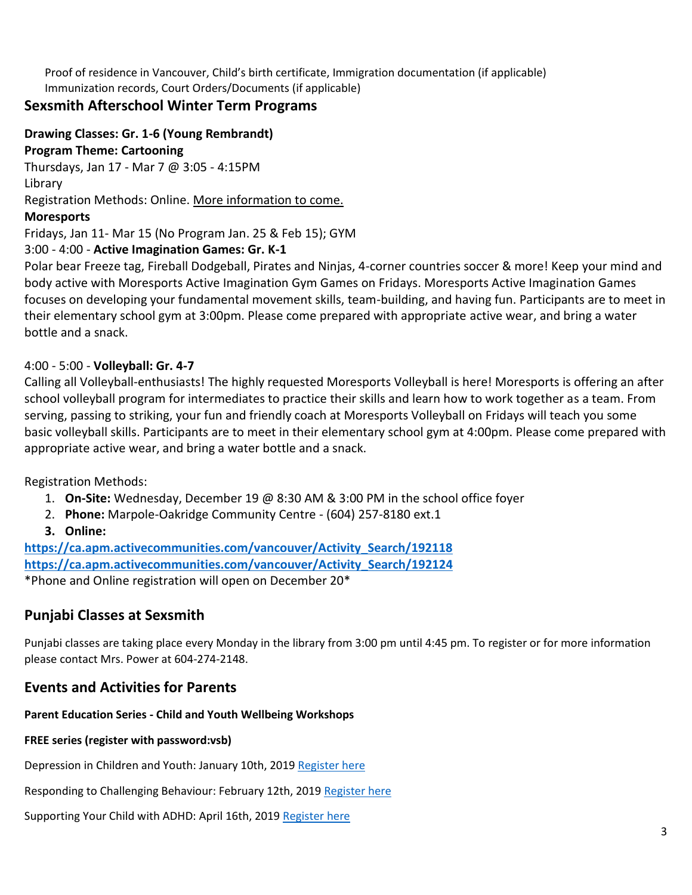Proof of residence in Vancouver, Child's birth certificate, Immigration documentation (if applicable)
Immunization records, Court Orders/Documents (if applicable)

## Sexsmith Afterschool Winter Term Programs

**Drawing Classes: Gr. 1-6 (Young Rembrandt)**
**Program Theme: Cartooning**
Thursdays, Jan 17 - Mar 7 @ 3:05 - 4:15PM
Library
Registration Methods: Online. More information to come.

**Moresports**
Fridays, Jan 11- Mar 15 (No Program Jan. 25 & Feb 15); GYM
3:00 - 4:00 - **Active Imagination Games: Gr. K-1**
Polar bear Freeze tag, Fireball Dodgeball, Pirates and Ninjas, 4-corner countries soccer & more! Keep your mind and body active with Moresports Active Imagination Gym Games on Fridays. Moresports Active Imagination Games focuses on developing your fundamental movement skills, team-building, and having fun. Participants are to meet in their elementary school gym at 3:00pm. Please come prepared with appropriate active wear, and bring a water bottle and a snack.

4:00 - 5:00 - **Volleyball: Gr. 4-7**
Calling all Volleyball-enthusiasts! The highly requested Moresports Volleyball is here! Moresports is offering an after school volleyball program for intermediates to practice their skills and learn how to work together as a team. From serving, passing to striking, your fun and friendly coach at Moresports Volleyball on Fridays will teach you some basic volleyball skills. Participants are to meet in their elementary school gym at 4:00pm. Please come prepared with appropriate active wear, and bring a water bottle and a snack.

Registration Methods:

1. **On-Site:** Wednesday, December 19 @ 8:30 AM & 3:00 PM in the school office foyer
2. **Phone:** Marpole-Oakridge Community Centre - (604) 257-8180 ext.1
3. **Online:**

**https://ca.apm.activecommunities.com/vancouver/Activity_Search/192118**
**https://ca.apm.activecommunities.com/vancouver/Activity_Search/192124**
*Phone and Online registration will open on December 20*

## Punjabi Classes at Sexsmith

Punjabi classes are taking place every Monday in the library from 3:00 pm until 4:45 pm. To register or for more information please contact Mrs. Power at 604-274-2148.

## Events and Activities for Parents

**Parent Education Series - Child and Youth Wellbeing Workshops**

**FREE series (register with password:vsb)**

Depression in Children and Youth: January 10th, 2019 Register here

Responding to Challenging Behaviour: February 12th, 2019 Register here

Supporting Your Child with ADHD: April 16th, 2019 Register here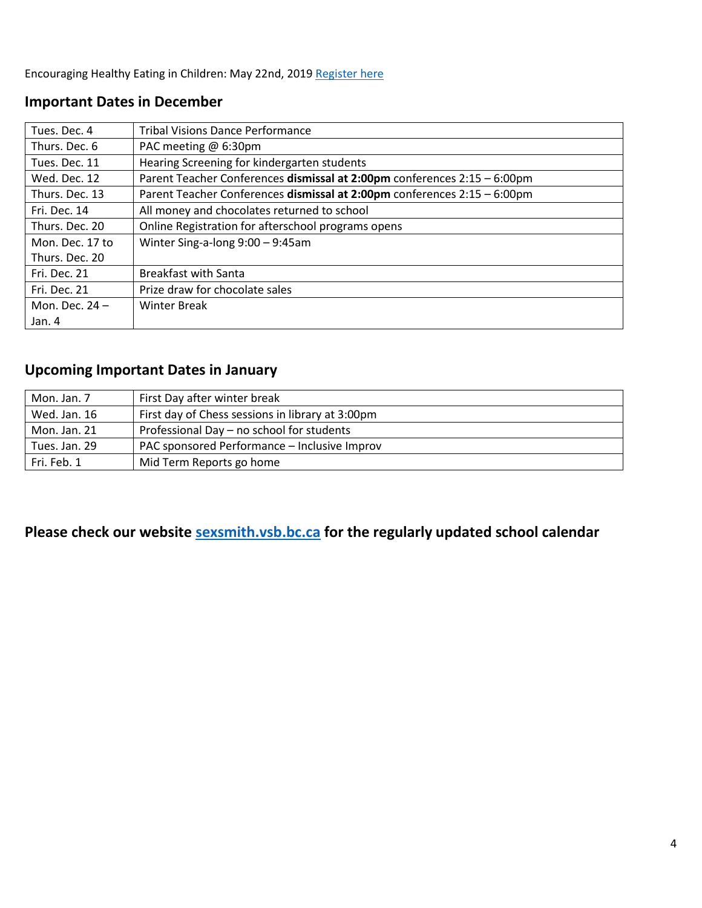Encouraging Healthy Eating in Children: May 22nd, 2019 Register here

## Important Dates in December

| | |
|---|---|
| Tues. Dec. 4 | Tribal Visions Dance Performance |
| Thurs. Dec. 6 | PAC meeting @ 6:30pm |
| Tues. Dec. 11 | Hearing Screening for kindergarten students |
| Wed. Dec. 12 | Parent Teacher Conferences **dismissal at 2:00pm** conferences 2:15 – 6:00pm |
| Thurs. Dec. 13 | Parent Teacher Conferences **dismissal at 2:00pm** conferences 2:15 – 6:00pm |
| Fri. Dec. 14 | All money and chocolates returned to school |
| Thurs. Dec. 20 | Online Registration for afterschool programs opens |
| Mon. Dec. 17 to Thurs. Dec. 20 | Winter Sing-a-long 9:00 – 9:45am |
| Fri. Dec. 21 | Breakfast with Santa |
| Fri. Dec. 21 | Prize draw for chocolate sales |
| Mon. Dec. 24 – Jan. 4 | Winter Break |

## Upcoming Important Dates in January

| | |
|---|---|
| Mon. Jan. 7 | First Day after winter break |
| Wed. Jan. 16 | First day of Chess sessions in library at 3:00pm |
| Mon. Jan. 21 | Professional Day – no school for students |
| Tues. Jan. 29 | PAC sponsored Performance – Inclusive Improv |
| Fri. Feb. 1 | Mid Term Reports go home |

**Please check our website sexsmith.vsb.bc.ca for the regularly updated school calendar**